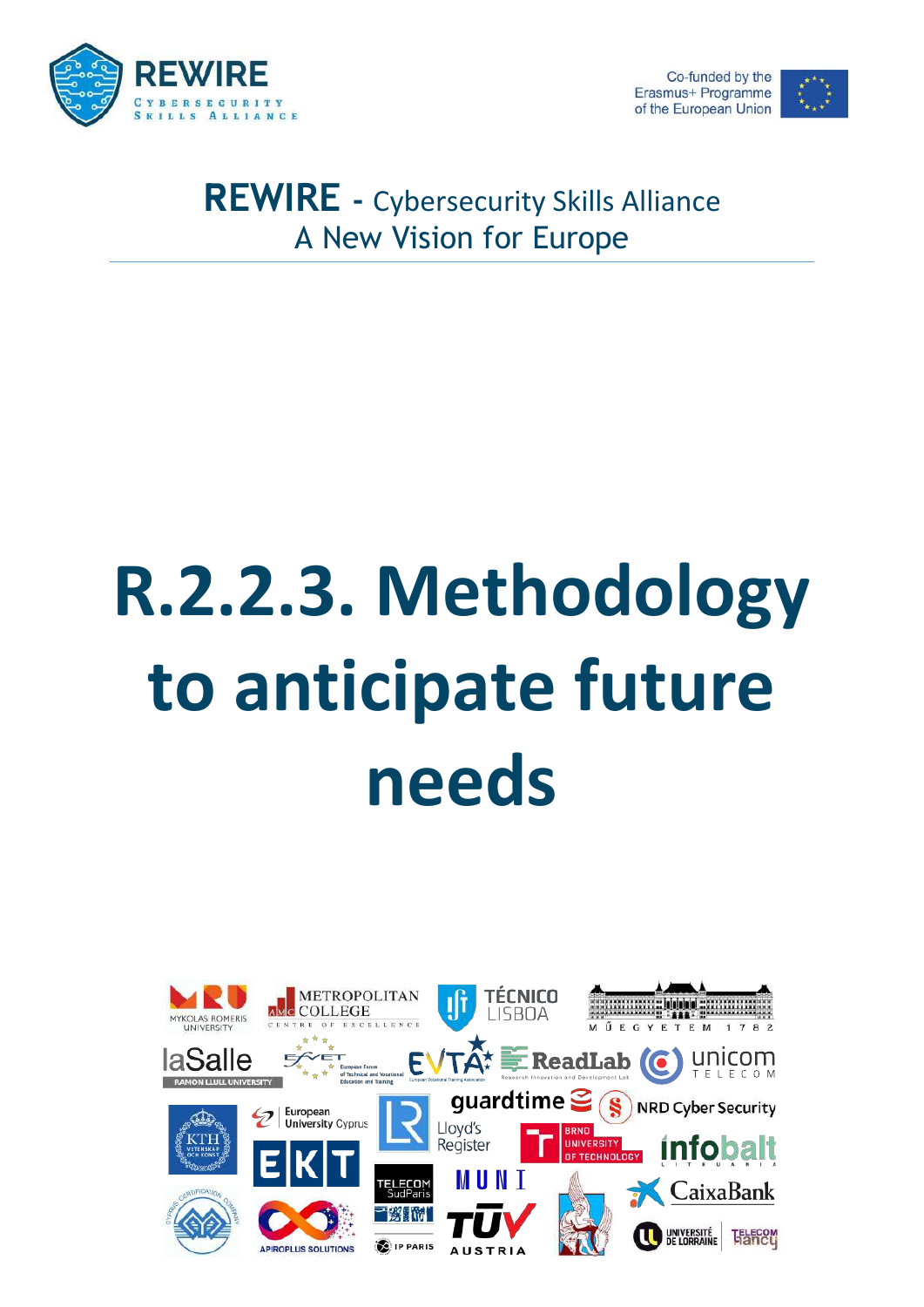REWIRE - Cybersecurity Skills Alliance
A New Vision for Europe

# R.2.2.3. Methodology to anticipate future needs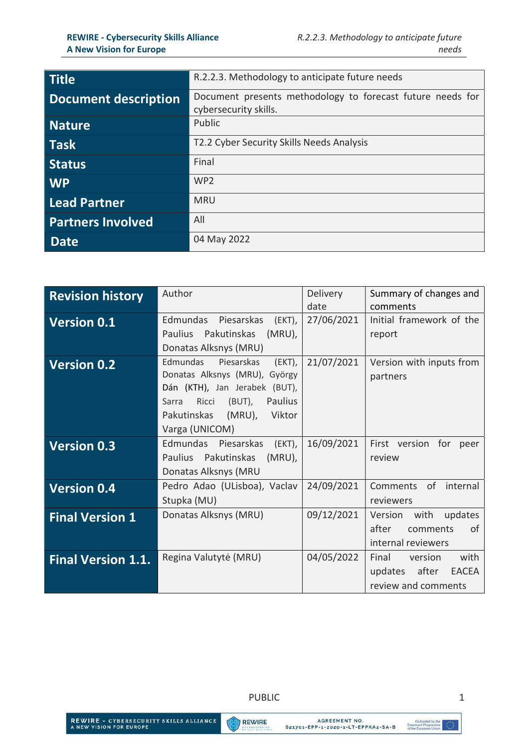| Title | R.2.2.3. Methodology to anticipate future needs |
|---|---|
| Document description | Document presents methodology to forecast future needs for cybersecurity skills. |
| Nature | Public |
| Task | T2.2 Cyber Security Skills Needs Analysis |
| Status | Final |
| WP | WP2 |
| Lead Partner | MRU |
| Partners Involved | All |
| Date | 04 May 2022 |

| Revision history | Author | Delivery date | Summary of changes and comments |
|---|---|---|---|
| Version 0.1 | Edmundas Piesarskas (EKT), Paulius Pakutinskas (MRU), Donatas Alksnys (MRU) | 27/06/2021 | Initial framework of the report |
| Version 0.2 | Edmundas Piesarskas (EKT), Donatas Alksnys (MRU), György Dán (KTH), Jan Jerabek (BUT), Sarra Ricci (BUT), Paulius Pakutinskas (MRU), Viktor Varga (UNICOM) | 21/07/2021 | Version with inputs from partners |
| Version 0.3 | Edmundas Piesarskas (EKT), Paulius Pakutinskas (MRU), Donatas Alksnys (MRU | 16/09/2021 | First version for peer review |
| Version 0.4 | Pedro Adao (ULisboa), Vaclav Stupka (MU) | 24/09/2021 | Comments of internal reviewers |
| Final Version 1 | Donatas Alksnys (MRU) | 09/12/2021 | Version with updates after comments of internal reviewers |
| Final Version 1.1. | Regina Valutytė (MRU) | 04/05/2022 | Final version with updates after EACEA review and comments |

PUBLIC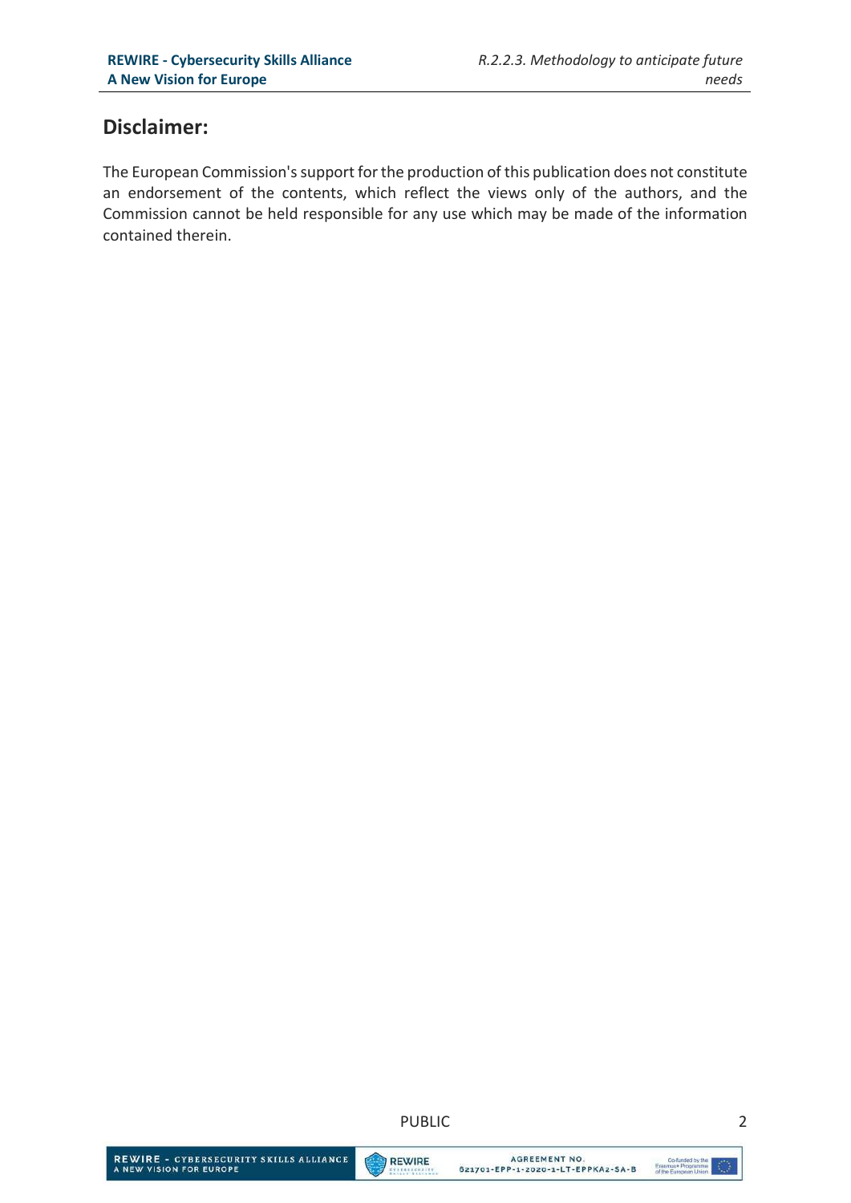## Disclaimer:

The European Commission's support for the production of this publication does not constitute an endorsement of the contents, which reflect the views only of the authors, and the Commission cannot be held responsible for any use which may be made of the information contained therein.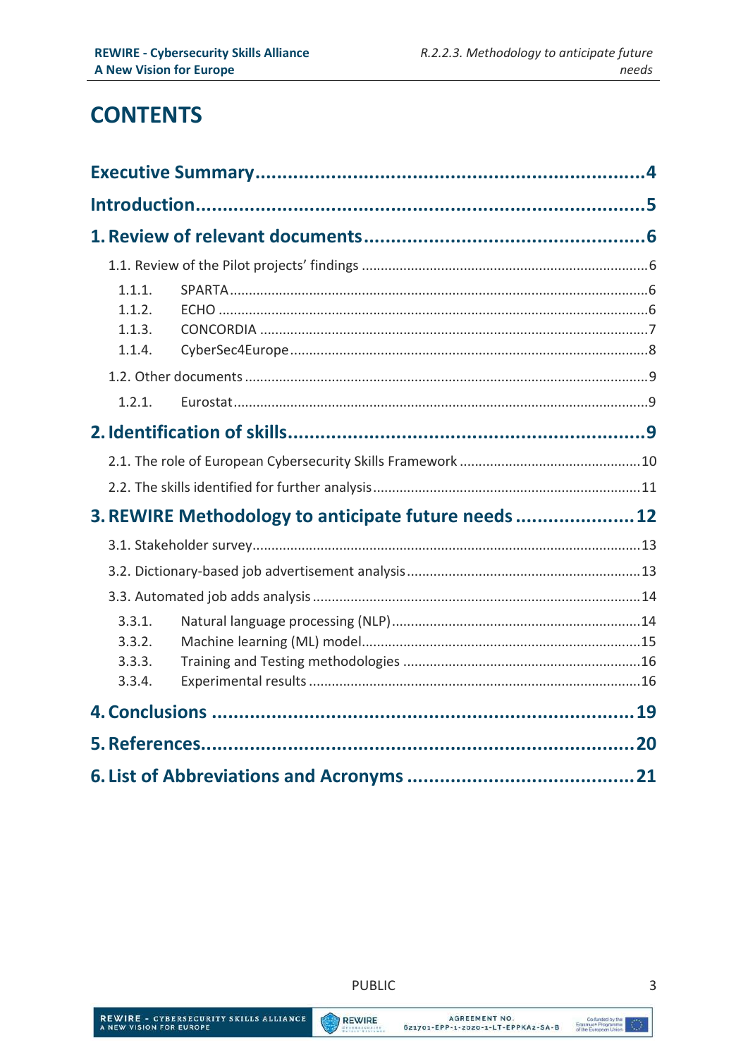# CONTENTS

**Executive Summary** ........................................................................ **4**

**Introduction** ................................................................................. **5**

**1. Review of relevant documents** ..................................................... **6**

- 1.1. Review of the Pilot projects' findings ........................................ 6
  - 1.1.1. SPARTA ........................................................................ 6
  - 1.1.2. ECHO ........................................................................... 6
  - 1.1.3. CONCORDIA .................................................................. 7
  - 1.1.4. CyberSec4Europe ........................................................... 8
- 1.2. Other documents ..................................................................... 9
  - 1.2.1. Eurostat ........................................................................ 9

**2. Identification of skills** .................................................................. **9**

- 2.1. The role of European Cybersecurity Skills Framework ..................... 10
- 2.2. The skills identified for further analysis ........................................ 11

**3. REWIRE Methodology to anticipate future needs** ............................ **12**

- 3.1. Stakeholder survey ................................................................... 13
- 3.2. Dictionary-based job advertisement analysis .................................. 13
- 3.3. Automated job adds analysis ...................................................... 14
  - 3.3.1. Natural language processing (NLP) ...................................... 14
  - 3.3.2. Machine learning (ML) model .............................................. 15
  - 3.3.3. Training and Testing methodologies ..................................... 16
  - 3.3.4. Experimental results ......................................................... 16

**4. Conclusions** ............................................................................... **19**

**5. References** ................................................................................. **20**

**6. List of Abbreviations and Acronyms** ............................................... **21**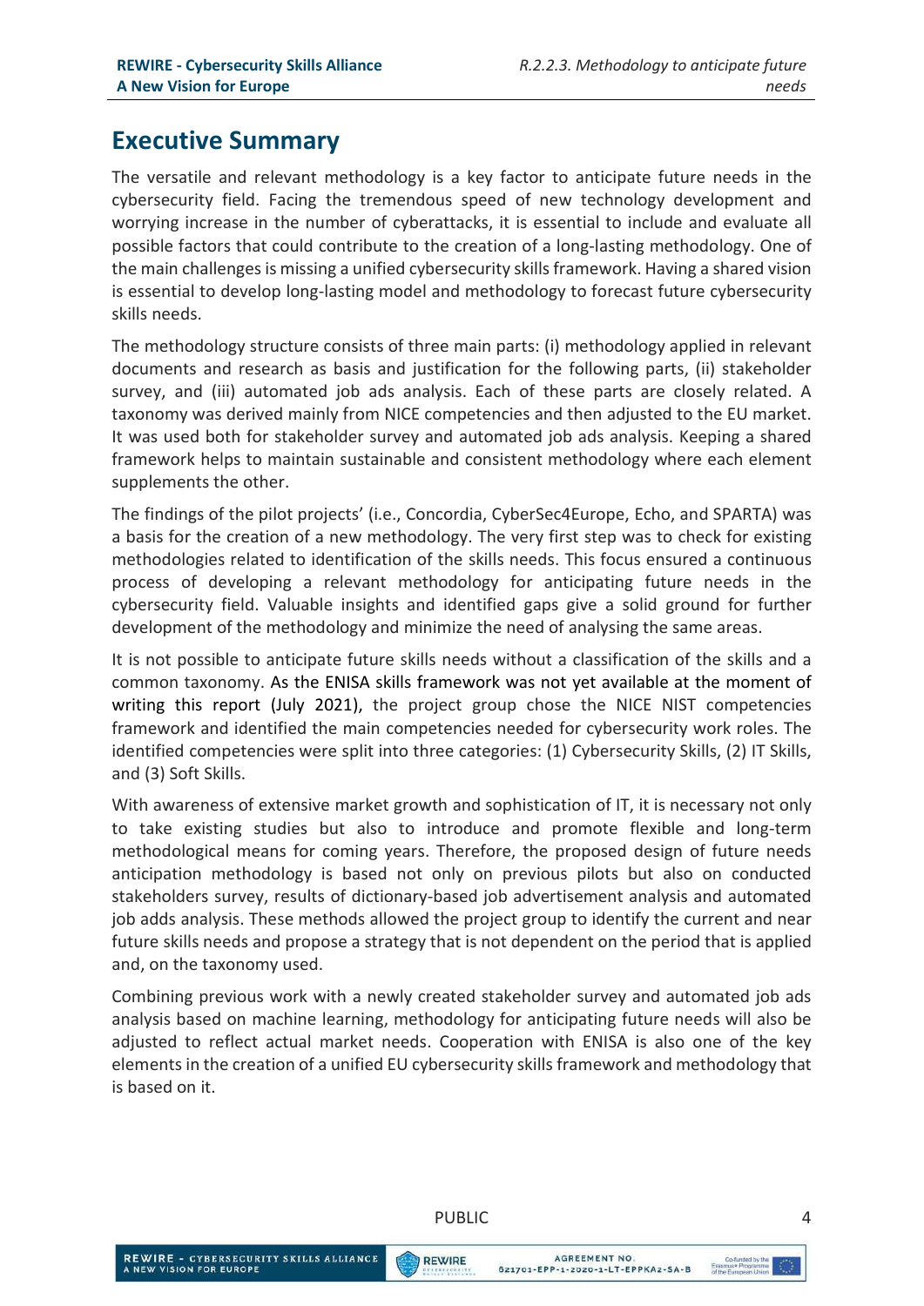# Executive Summary

The versatile and relevant methodology is a key factor to anticipate future needs in the cybersecurity field. Facing the tremendous speed of new technology development and worrying increase in the number of cyberattacks, it is essential to include and evaluate all possible factors that could contribute to the creation of a long-lasting methodology. One of the main challenges is missing a unified cybersecurity skills framework. Having a shared vision is essential to develop long-lasting model and methodology to forecast future cybersecurity skills needs.

The methodology structure consists of three main parts: (i) methodology applied in relevant documents and research as basis and justification for the following parts, (ii) stakeholder survey, and (iii) automated job ads analysis. Each of these parts are closely related. A taxonomy was derived mainly from NICE competencies and then adjusted to the EU market. It was used both for stakeholder survey and automated job ads analysis. Keeping a shared framework helps to maintain sustainable and consistent methodology where each element supplements the other.

The findings of the pilot projects' (i.e., Concordia, CyberSec4Europe, Echo, and SPARTA) was a basis for the creation of a new methodology. The very first step was to check for existing methodologies related to identification of the skills needs. This focus ensured a continuous process of developing a relevant methodology for anticipating future needs in the cybersecurity field. Valuable insights and identified gaps give a solid ground for further development of the methodology and minimize the need of analysing the same areas.

It is not possible to anticipate future skills needs without a classification of the skills and a common taxonomy. As the ENISA skills framework was not yet available at the moment of writing this report (July 2021), the project group chose the NICE NIST competencies framework and identified the main competencies needed for cybersecurity work roles. The identified competencies were split into three categories: (1) Cybersecurity Skills, (2) IT Skills, and (3) Soft Skills.

With awareness of extensive market growth and sophistication of IT, it is necessary not only to take existing studies but also to introduce and promote flexible and long-term methodological means for coming years. Therefore, the proposed design of future needs anticipation methodology is based not only on previous pilots but also on conducted stakeholders survey, results of dictionary-based job advertisement analysis and automated job adds analysis. These methods allowed the project group to identify the current and near future skills needs and propose a strategy that is not dependent on the period that is applied and, on the taxonomy used.

Combining previous work with a newly created stakeholder survey and automated job ads analysis based on machine learning, methodology for anticipating future needs will also be adjusted to reflect actual market needs. Cooperation with ENISA is also one of the key elements in the creation of a unified EU cybersecurity skills framework and methodology that is based on it.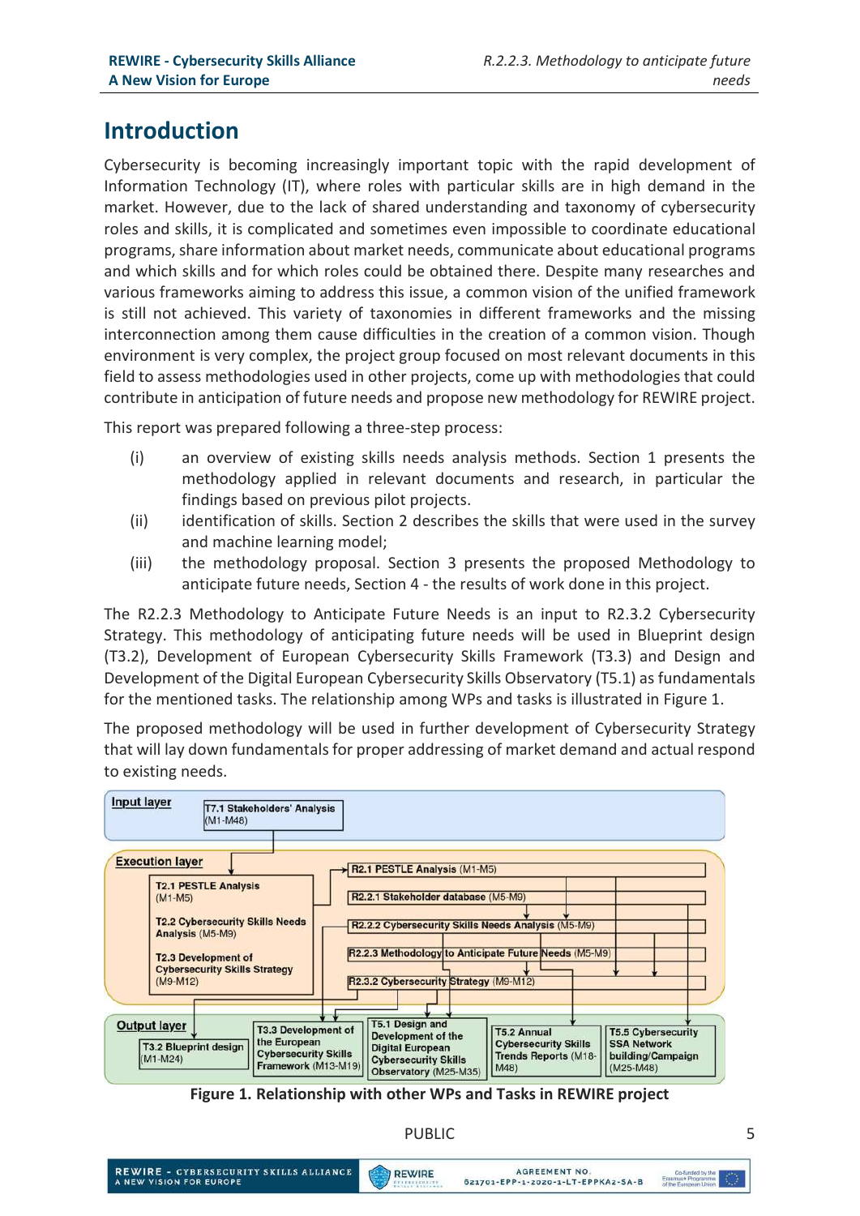# Introduction

Cybersecurity is becoming increasingly important topic with the rapid development of Information Technology (IT), where roles with particular skills are in high demand in the market. However, due to the lack of shared understanding and taxonomy of cybersecurity roles and skills, it is complicated and sometimes even impossible to coordinate educational programs, share information about market needs, communicate about educational programs and which skills and for which roles could be obtained there. Despite many researches and various frameworks aiming to address this issue, a common vision of the unified framework is still not achieved. This variety of taxonomies in different frameworks and the missing interconnection among them cause difficulties in the creation of a common vision. Though environment is very complex, the project group focused on most relevant documents in this field to assess methodologies used in other projects, come up with methodologies that could contribute in anticipation of future needs and propose new methodology for REWIRE project.

This report was prepared following a three-step process:

(i) an overview of existing skills needs analysis methods. Section 1 presents the methodology applied in relevant documents and research, in particular the findings based on previous pilot projects.

(ii) identification of skills. Section 2 describes the skills that were used in the survey and machine learning model;

(iii) the methodology proposal. Section 3 presents the proposed Methodology to anticipate future needs, Section 4 - the results of work done in this project.

The R2.2.3 Methodology to Anticipate Future Needs is an input to R2.3.2 Cybersecurity Strategy. This methodology of anticipating future needs will be used in Blueprint design (T3.2), Development of European Cybersecurity Skills Framework (T3.3) and Design and Development of the Digital European Cybersecurity Skills Observatory (T5.1) as fundamentals for the mentioned tasks. The relationship among WPs and tasks is illustrated in Figure 1.

The proposed methodology will be used in further development of Cybersecurity Strategy that will lay down fundamentals for proper addressing of market demand and actual respond to existing needs.

Input layer: T7.1 Stakeholders' Analysis (M1-M48)

Execution layer: T2.1 PESTLE Analysis (M1-M5); T2.2 Cybersecurity Skills Needs Analysis (M5-M9); T2.3 Development of Cybersecurity Skills Strategy (M9-M12); R2.1 PESTLE Analysis (M1-M5); R2.2.1 Stakeholder database (M5-M9); R2.2.2 Cybersecurity Skills Needs Analysis (M5-M9); R2.2.3 Methodology to Anticipate Future Needs (M5-M9); R2.3.2 Cybersecurity Strategy (M9-M12)

Output layer: T3.2 Blueprint design (M1-M24); T3.3 Development of the European Cybersecurity Skills Framework (M13-M19); T5.1 Design and Development of the Digital European Cybersecurity Skills Observatory (M25-M35); T5.2 Annual Cybersecurity Skills Trends Reports (M18-M48); T5.5 Cybersecurity SSA Network building/Campaign (M25-M48)

**Figure 1. Relationship with other WPs and Tasks in REWIRE project**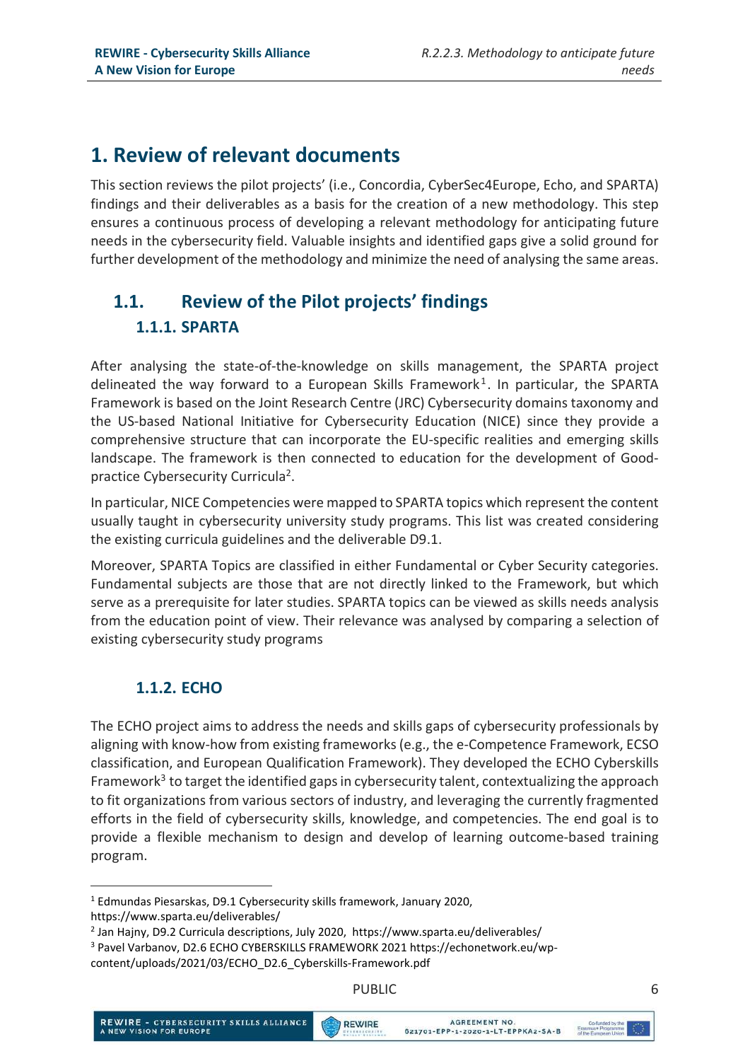# 1. Review of relevant documents

This section reviews the pilot projects' (i.e., Concordia, CyberSec4Europe, Echo, and SPARTA) findings and their deliverables as a basis for the creation of a new methodology. This step ensures a continuous process of developing a relevant methodology for anticipating future needs in the cybersecurity field. Valuable insights and identified gaps give a solid ground for further development of the methodology and minimize the need of analysing the same areas.

## 1.1. Review of the Pilot projects' findings

### 1.1.1. SPARTA

After analysing the state-of-the-knowledge on skills management, the SPARTA project delineated the way forward to a European Skills Framework[1]. In particular, the SPARTA Framework is based on the Joint Research Centre (JRC) Cybersecurity domains taxonomy and the US-based National Initiative for Cybersecurity Education (NICE) since they provide a comprehensive structure that can incorporate the EU-specific realities and emerging skills landscape. The framework is then connected to education for the development of Good-practice Cybersecurity Curricula[2].

In particular, NICE Competencies were mapped to SPARTA topics which represent the content usually taught in cybersecurity university study programs. This list was created considering the existing curricula guidelines and the deliverable D9.1.

Moreover, SPARTA Topics are classified in either Fundamental or Cyber Security categories. Fundamental subjects are those that are not directly linked to the Framework, but which serve as a prerequisite for later studies. SPARTA topics can be viewed as skills needs analysis from the education point of view. Their relevance was analysed by comparing a selection of existing cybersecurity study programs

### 1.1.2. ECHO

The ECHO project aims to address the needs and skills gaps of cybersecurity professionals by aligning with know-how from existing frameworks (e.g., the e-Competence Framework, ECSO classification, and European Qualification Framework). They developed the ECHO Cyberskills Framework[3] to target the identified gaps in cybersecurity talent, contextualizing the approach to fit organizations from various sectors of industry, and leveraging the currently fragmented efforts in the field of cybersecurity skills, knowledge, and competencies. The end goal is to provide a flexible mechanism to design and develop of learning outcome-based training program.

---

[1] Edmundas Piesarskas, D9.1 Cybersecurity skills framework, January 2020, https://www.sparta.eu/deliverables/

[2] Jan Hajny, D9.2 Curricula descriptions, July 2020, https://www.sparta.eu/deliverables/

[3] Pavel Varbanov, D2.6 ECHO CYBERSKILLS FRAMEWORK 2021 https://echonetwork.eu/wp-content/uploads/2021/03/ECHO_D2.6_Cyberskills-Framework.pdf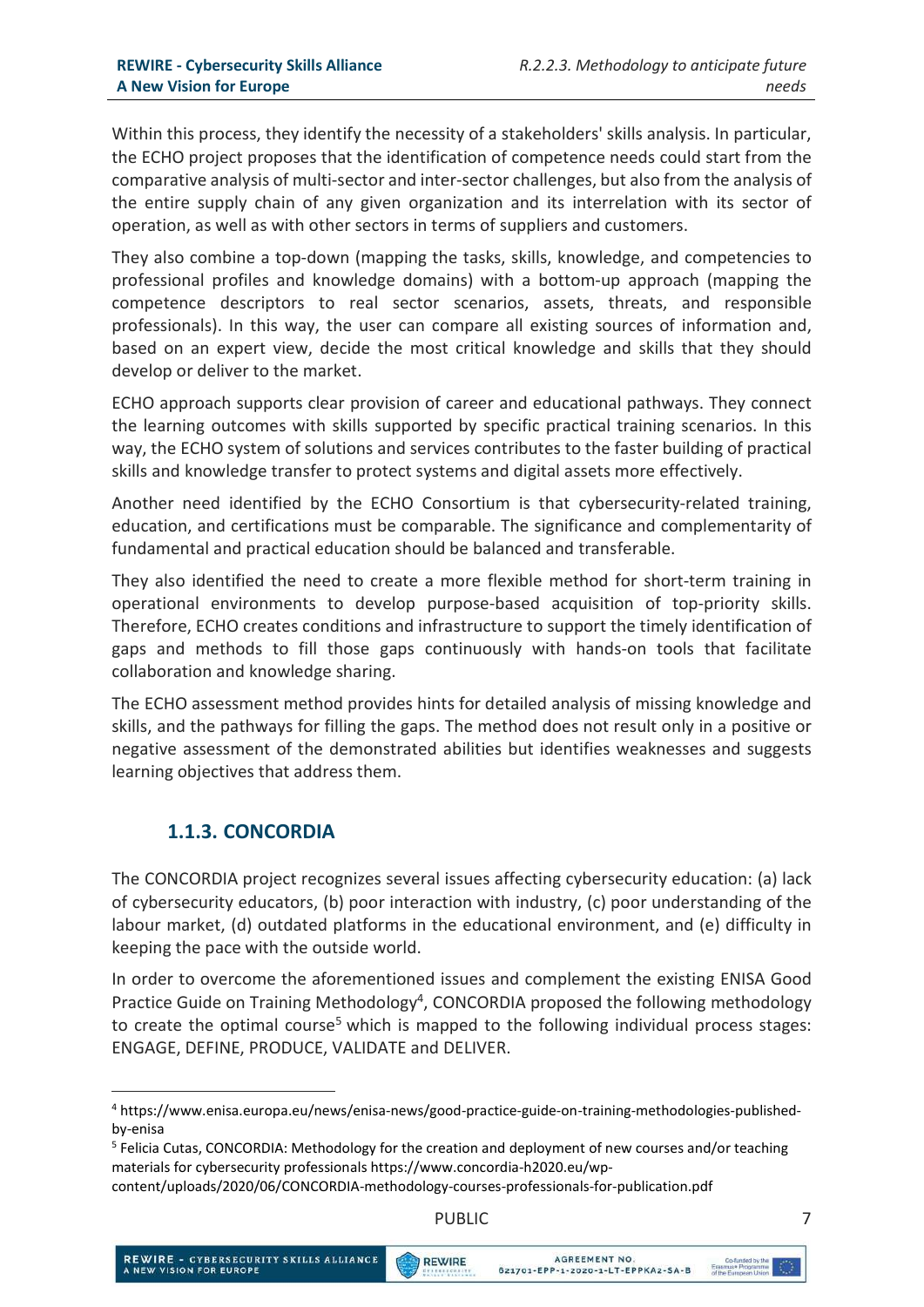Within this process, they identify the necessity of a stakeholders' skills analysis. In particular, the ECHO project proposes that the identification of competence needs could start from the comparative analysis of multi-sector and inter-sector challenges, but also from the analysis of the entire supply chain of any given organization and its interrelation with its sector of operation, as well as with other sectors in terms of suppliers and customers.

They also combine a top-down (mapping the tasks, skills, knowledge, and competencies to professional profiles and knowledge domains) with a bottom-up approach (mapping the competence descriptors to real sector scenarios, assets, threats, and responsible professionals). In this way, the user can compare all existing sources of information and, based on an expert view, decide the most critical knowledge and skills that they should develop or deliver to the market.

ECHO approach supports clear provision of career and educational pathways. They connect the learning outcomes with skills supported by specific practical training scenarios. In this way, the ECHO system of solutions and services contributes to the faster building of practical skills and knowledge transfer to protect systems and digital assets more effectively.

Another need identified by the ECHO Consortium is that cybersecurity-related training, education, and certifications must be comparable. The significance and complementarity of fundamental and practical education should be balanced and transferable.

They also identified the need to create a more flexible method for short-term training in operational environments to develop purpose-based acquisition of top-priority skills. Therefore, ECHO creates conditions and infrastructure to support the timely identification of gaps and methods to fill those gaps continuously with hands-on tools that facilitate collaboration and knowledge sharing.

The ECHO assessment method provides hints for detailed analysis of missing knowledge and skills, and the pathways for filling the gaps. The method does not result only in a positive or negative assessment of the demonstrated abilities but identifies weaknesses and suggests learning objectives that address them.

### 1.1.3. CONCORDIA

The CONCORDIA project recognizes several issues affecting cybersecurity education: (a) lack of cybersecurity educators, (b) poor interaction with industry, (c) poor understanding of the labour market, (d) outdated platforms in the educational environment, and (e) difficulty in keeping the pace with the outside world.

In order to overcome the aforementioned issues and complement the existing ENISA Good Practice Guide on Training Methodology[4], CONCORDIA proposed the following methodology to create the optimal course[5] which is mapped to the following individual process stages: ENGAGE, DEFINE, PRODUCE, VALIDATE and DELIVER.

---

[4] https://www.enisa.europa.eu/news/enisa-news/good-practice-guide-on-training-methodologies-published-by-enisa

[5] Felicia Cutas, CONCORDIA: Methodology for the creation and deployment of new courses and/or teaching materials for cybersecurity professionals https://www.concordia-h2020.eu/wp-content/uploads/2020/06/CONCORDIA-methodology-courses-professionals-for-publication.pdf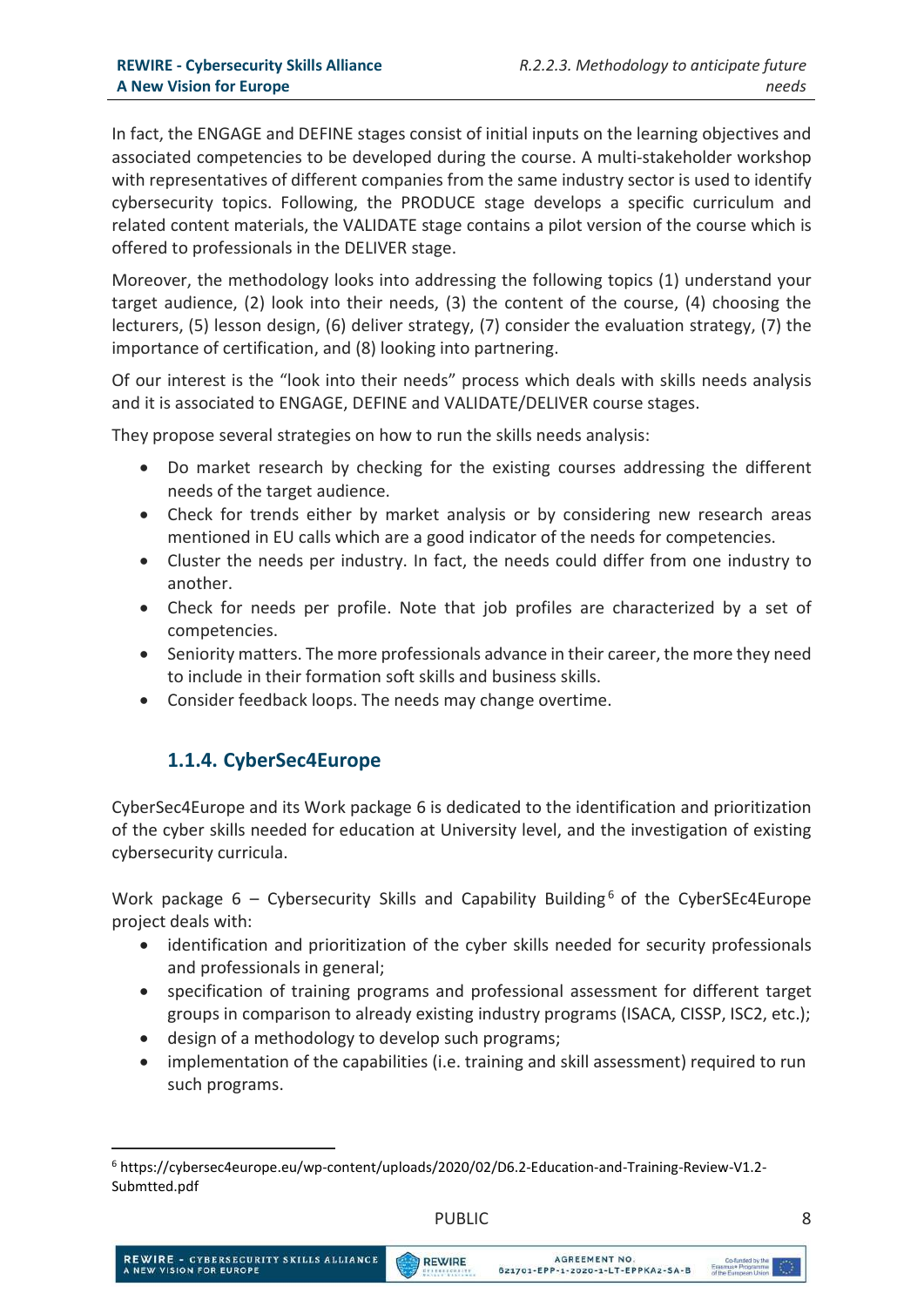In fact, the ENGAGE and DEFINE stages consist of initial inputs on the learning objectives and associated competencies to be developed during the course. A multi-stakeholder workshop with representatives of different companies from the same industry sector is used to identify cybersecurity topics. Following, the PRODUCE stage develops a specific curriculum and related content materials, the VALIDATE stage contains a pilot version of the course which is offered to professionals in the DELIVER stage.

Moreover, the methodology looks into addressing the following topics (1) understand your target audience, (2) look into their needs, (3) the content of the course, (4) choosing the lecturers, (5) lesson design, (6) deliver strategy, (7) consider the evaluation strategy, (7) the importance of certification, and (8) looking into partnering.

Of our interest is the "look into their needs" process which deals with skills needs analysis and it is associated to ENGAGE, DEFINE and VALIDATE/DELIVER course stages.

They propose several strategies on how to run the skills needs analysis:

- Do market research by checking for the existing courses addressing the different needs of the target audience.
- Check for trends either by market analysis or by considering new research areas mentioned in EU calls which are a good indicator of the needs for competencies.
- Cluster the needs per industry. In fact, the needs could differ from one industry to another.
- Check for needs per profile. Note that job profiles are characterized by a set of competencies.
- Seniority matters. The more professionals advance in their career, the more they need to include in their formation soft skills and business skills.
- Consider feedback loops. The needs may change overtime.

### 1.1.4. CyberSec4Europe

CyberSec4Europe and its Work package 6 is dedicated to the identification and prioritization of the cyber skills needed for education at University level, and the investigation of existing cybersecurity curricula.

Work package 6 – Cybersecurity Skills and Capability Building[6] of the CyberSEc4Europe project deals with:

- identification and prioritization of the cyber skills needed for security professionals and professionals in general;
- specification of training programs and professional assessment for different target groups in comparison to already existing industry programs (ISACA, CISSP, ISC2, etc.);
- design of a methodology to develop such programs;
- implementation of the capabilities (i.e. training and skill assessment) required to run such programs.

[6] https://cybersec4europe.eu/wp-content/uploads/2020/02/D6.2-Education-and-Training-Review-V1.2-Submtted.pdf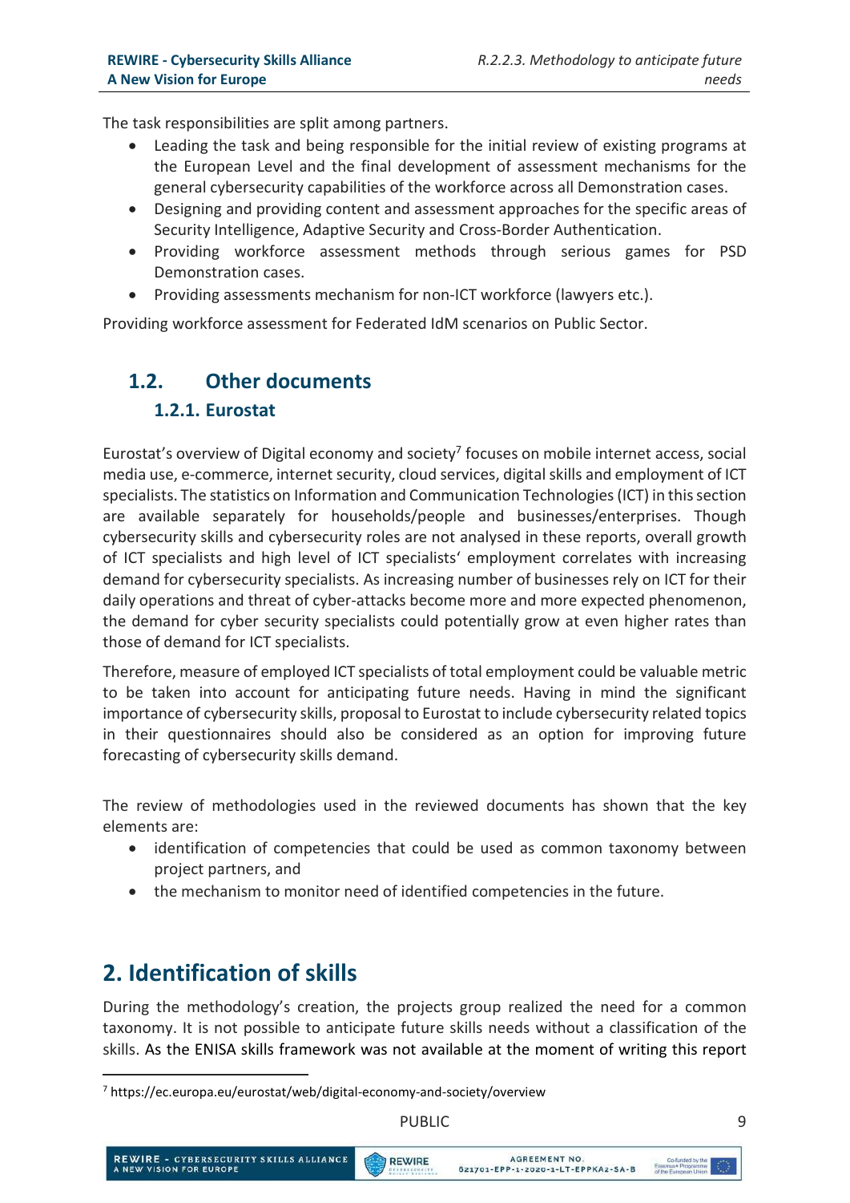The task responsibilities are split among partners.

- Leading the task and being responsible for the initial review of existing programs at the European Level and the final development of assessment mechanisms for the general cybersecurity capabilities of the workforce across all Demonstration cases.
- Designing and providing content and assessment approaches for the specific areas of Security Intelligence, Adaptive Security and Cross-Border Authentication.
- Providing workforce assessment methods through serious games for PSD Demonstration cases.
- Providing assessments mechanism for non-ICT workforce (lawyers etc.).

Providing workforce assessment for Federated IdM scenarios on Public Sector.

## 1.2. Other documents

### 1.2.1. Eurostat

Eurostat's overview of Digital economy and society[7] focuses on mobile internet access, social media use, e-commerce, internet security, cloud services, digital skills and employment of ICT specialists. The statistics on Information and Communication Technologies (ICT) in this section are available separately for households/people and businesses/enterprises. Though cybersecurity skills and cybersecurity roles are not analysed in these reports, overall growth of ICT specialists and high level of ICT specialists' employment correlates with increasing demand for cybersecurity specialists. As increasing number of businesses rely on ICT for their daily operations and threat of cyber-attacks become more and more expected phenomenon, the demand for cyber security specialists could potentially grow at even higher rates than those of demand for ICT specialists.

Therefore, measure of employed ICT specialists of total employment could be valuable metric to be taken into account for anticipating future needs. Having in mind the significant importance of cybersecurity skills, proposal to Eurostat to include cybersecurity related topics in their questionnaires should also be considered as an option for improving future forecasting of cybersecurity skills demand.

The review of methodologies used in the reviewed documents has shown that the key elements are:

- identification of competencies that could be used as common taxonomy between project partners, and
- the mechanism to monitor need of identified competencies in the future.

# 2. Identification of skills

During the methodology's creation, the projects group realized the need for a common taxonomy. It is not possible to anticipate future skills needs without a classification of the skills. As the ENISA skills framework was not available at the moment of writing this report

[7] https://ec.europa.eu/eurostat/web/digital-economy-and-society/overview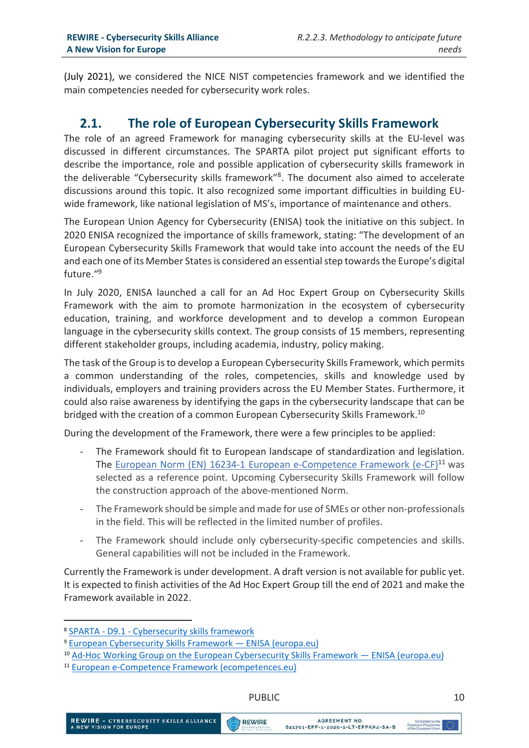(July 2021), we considered the NICE NIST competencies framework and we identified the main competencies needed for cybersecurity work roles.

## 2.1. The role of European Cybersecurity Skills Framework

The role of an agreed Framework for managing cybersecurity skills at the EU-level was discussed in different circumstances. The SPARTA pilot project put significant efforts to describe the importance, role and possible application of cybersecurity skills framework in the deliverable "Cybersecurity skills framework"[8]. The document also aimed to accelerate discussions around this topic. It also recognized some important difficulties in building EU-wide framework, like national legislation of MS's, importance of maintenance and others.

The European Union Agency for Cybersecurity (ENISA) took the initiative on this subject. In 2020 ENISA recognized the importance of skills framework, stating: "The development of an European Cybersecurity Skills Framework that would take into account the needs of the EU and each one of its Member States is considered an essential step towards the Europe's digital future."[9]

In July 2020, ENISA launched a call for an Ad Hoc Expert Group on Cybersecurity Skills Framework with the aim to promote harmonization in the ecosystem of cybersecurity education, training, and workforce development and to develop a common European language in the cybersecurity skills context. The group consists of 15 members, representing different stakeholder groups, including academia, industry, policy making.

The task of the Group is to develop a European Cybersecurity Skills Framework, which permits a common understanding of the roles, competencies, skills and knowledge used by individuals, employers and training providers across the EU Member States. Furthermore, it could also raise awareness by identifying the gaps in the cybersecurity landscape that can be bridged with the creation of a common European Cybersecurity Skills Framework.[10]

During the development of the Framework, there were a few principles to be applied:

- The Framework should fit to European landscape of standardization and legislation. The European Norm (EN) 16234-1 European e-Competence Framework (e-CF)[11] was selected as a reference point. Upcoming Cybersecurity Skills Framework will follow the construction approach of the above-mentioned Norm.
- The Framework should be simple and made for use of SMEs or other non-professionals in the field. This will be reflected in the limited number of profiles.
- The Framework should include only cybersecurity-specific competencies and skills. General capabilities will not be included in the Framework.

Currently the Framework is under development. A draft version is not available for public yet. It is expected to finish activities of the Ad Hoc Expert Group till the end of 2021 and make the Framework available in 2022.

---

[8] SPARTA - D9.1 - Cybersecurity skills framework

[9] European Cybersecurity Skills Framework — ENISA (europa.eu)

[10] Ad-Hoc Working Group on the European Cybersecurity Skills Framework — ENISA (europa.eu)

[11] European e-Competence Framework (ecompetences.eu)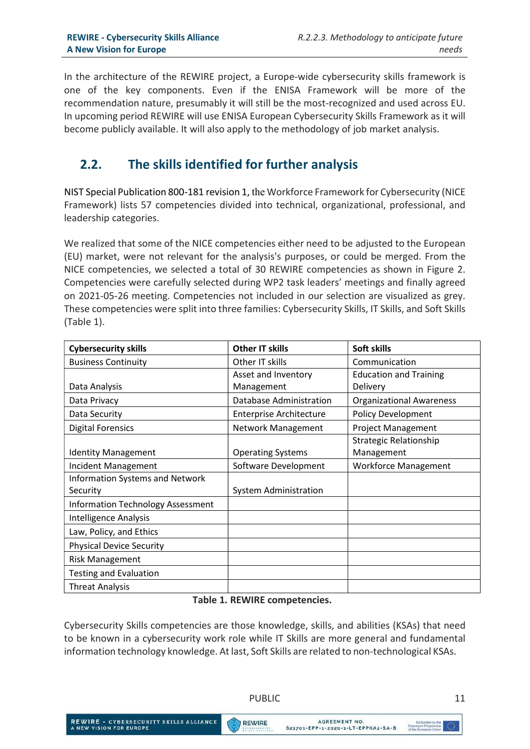In the architecture of the REWIRE project, a Europe-wide cybersecurity skills framework is one of the key components. Even if the ENISA Framework will be more of the recommendation nature, presumably it will still be the most-recognized and used across EU. In upcoming period REWIRE will use ENISA European Cybersecurity Skills Framework as it will become publicly available. It will also apply to the methodology of job market analysis.

## 2.2. The skills identified for further analysis

NIST Special Publication 800-181 revision 1, the Workforce Framework for Cybersecurity (NICE Framework) lists 57 competencies divided into technical, organizational, professional, and leadership categories.

We realized that some of the NICE competencies either need to be adjusted to the European (EU) market, were not relevant for the analysis's purposes, or could be merged. From the NICE competencies, we selected a total of 30 REWIRE competencies as shown in Figure 2. Competencies were carefully selected during WP2 task leaders' meetings and finally agreed on 2021-05-26 meeting. Competencies not included in our selection are visualized as grey. These competencies were split into three families: Cybersecurity Skills, IT Skills, and Soft Skills (Table 1).

| Cybersecurity skills | Other IT skills | Soft skills |
|---|---|---|
| Business Continuity | Other IT skills | Communication |
| Data Analysis | Asset and Inventory Management | Education and Training Delivery |
| Data Privacy | Database Administration | Organizational Awareness |
| Data Security | Enterprise Architecture | Policy Development |
| Digital Forensics | Network Management | Project Management |
| Identity Management | Operating Systems | Strategic Relationship Management |
| Incident Management | Software Development | Workforce Management |
| Information Systems and Network Security | System Administration | |
| Information Technology Assessment | | |
| Intelligence Analysis | | |
| Law, Policy, and Ethics | | |
| Physical Device Security | | |
| Risk Management | | |
| Testing and Evaluation | | |
| Threat Analysis | | |

**Table 1. REWIRE competencies.**

Cybersecurity Skills competencies are those knowledge, skills, and abilities (KSAs) that need to be known in a cybersecurity work role while IT Skills are more general and fundamental information technology knowledge. At last, Soft Skills are related to non-technological KSAs.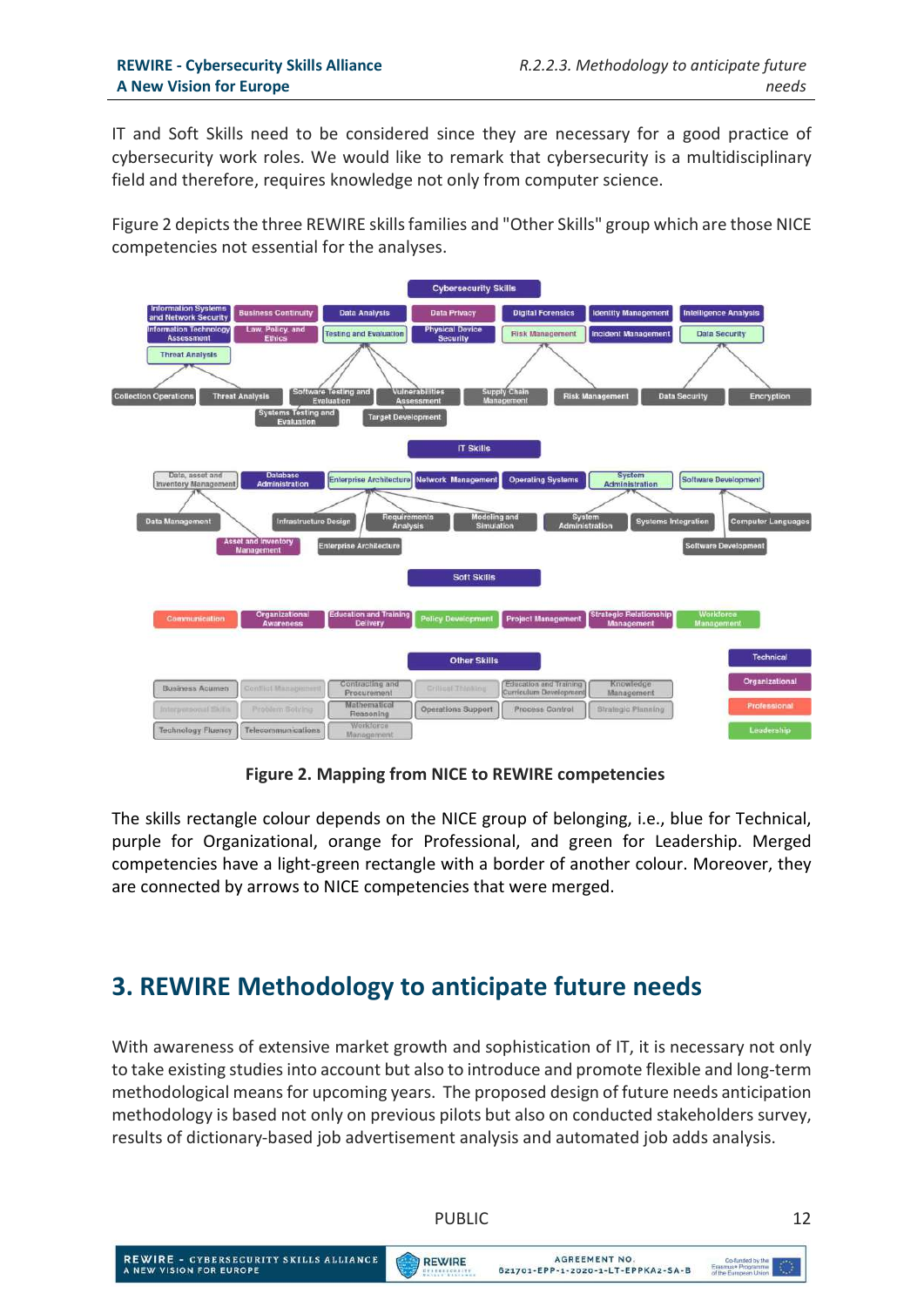IT and Soft Skills need to be considered since they are necessary for a good practice of cybersecurity work roles. We would like to remark that cybersecurity is a multidisciplinary field and therefore, requires knowledge not only from computer science.

Figure 2 depicts the three REWIRE skills families and "Other Skills" group which are those NICE competencies not essential for the analyses.

**Figure 2. Mapping from NICE to REWIRE competencies**

The skills rectangle colour depends on the NICE group of belonging, i.e., blue for Technical, purple for Organizational, orange for Professional, and green for Leadership. Merged competencies have a light-green rectangle with a border of another colour. Moreover, they are connected by arrows to NICE competencies that were merged.

# 3. REWIRE Methodology to anticipate future needs

With awareness of extensive market growth and sophistication of IT, it is necessary not only to take existing studies into account but also to introduce and promote flexible and long-term methodological means for upcoming years. The proposed design of future needs anticipation methodology is based not only on previous pilots but also on conducted stakeholders survey, results of dictionary-based job advertisement analysis and automated job adds analysis.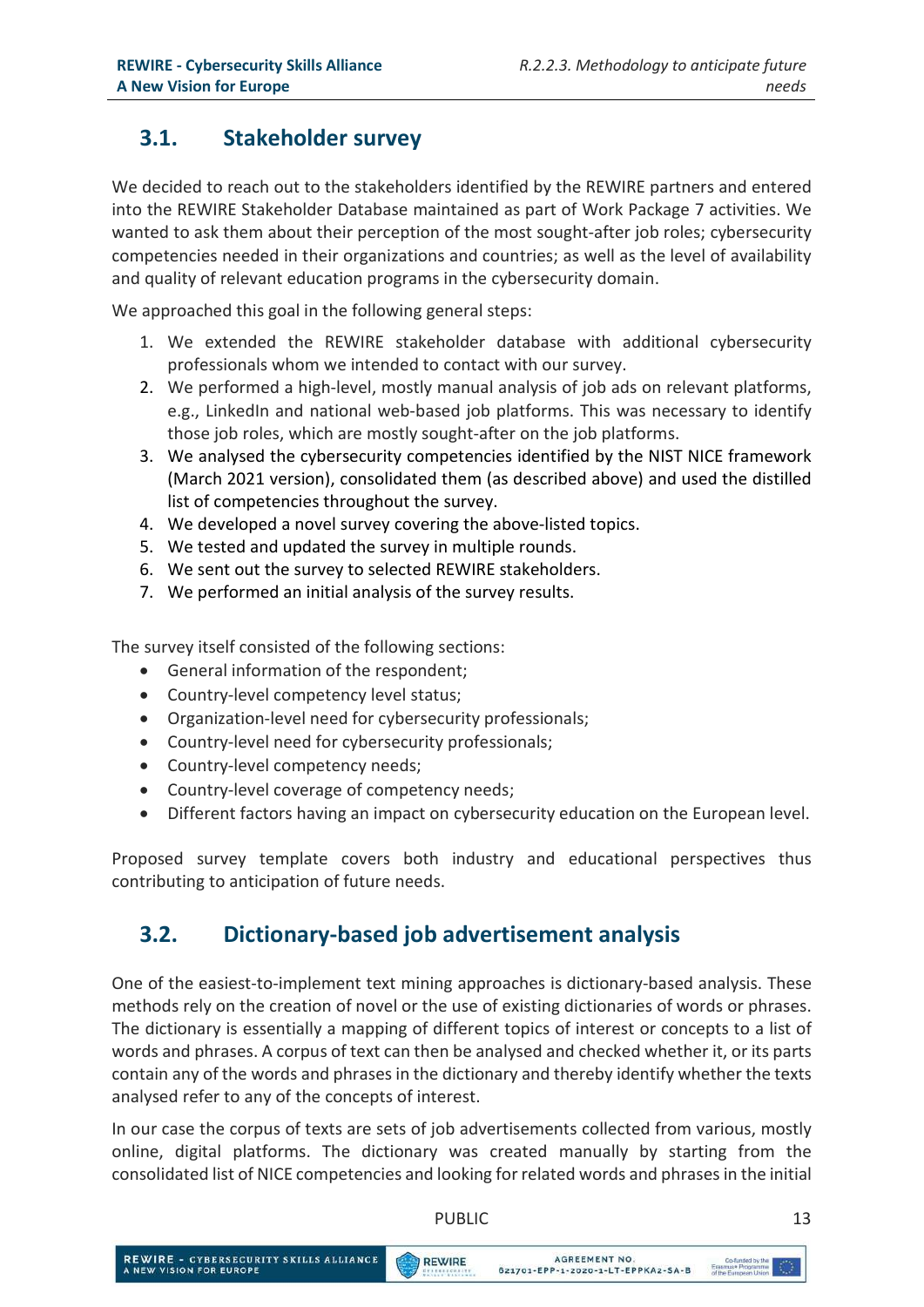## 3.1. Stakeholder survey

We decided to reach out to the stakeholders identified by the REWIRE partners and entered into the REWIRE Stakeholder Database maintained as part of Work Package 7 activities. We wanted to ask them about their perception of the most sought-after job roles; cybersecurity competencies needed in their organizations and countries; as well as the level of availability and quality of relevant education programs in the cybersecurity domain.

We approached this goal in the following general steps:

1. We extended the REWIRE stakeholder database with additional cybersecurity professionals whom we intended to contact with our survey.
2. We performed a high-level, mostly manual analysis of job ads on relevant platforms, e.g., LinkedIn and national web-based job platforms. This was necessary to identify those job roles, which are mostly sought-after on the job platforms.
3. We analysed the cybersecurity competencies identified by the NIST NICE framework (March 2021 version), consolidated them (as described above) and used the distilled list of competencies throughout the survey.
4. We developed a novel survey covering the above-listed topics.
5. We tested and updated the survey in multiple rounds.
6. We sent out the survey to selected REWIRE stakeholders.
7. We performed an initial analysis of the survey results.

The survey itself consisted of the following sections:

- General information of the respondent;
- Country-level competency level status;
- Organization-level need for cybersecurity professionals;
- Country-level need for cybersecurity professionals;
- Country-level competency needs;
- Country-level coverage of competency needs;
- Different factors having an impact on cybersecurity education on the European level.

Proposed survey template covers both industry and educational perspectives thus contributing to anticipation of future needs.

## 3.2. Dictionary-based job advertisement analysis

One of the easiest-to-implement text mining approaches is dictionary-based analysis. These methods rely on the creation of novel or the use of existing dictionaries of words or phrases. The dictionary is essentially a mapping of different topics of interest or concepts to a list of words and phrases. A corpus of text can then be analysed and checked whether it, or its parts contain any of the words and phrases in the dictionary and thereby identify whether the texts analysed refer to any of the concepts of interest.

In our case the corpus of texts are sets of job advertisements collected from various, mostly online, digital platforms. The dictionary was created manually by starting from the consolidated list of NICE competencies and looking for related words and phrases in the initial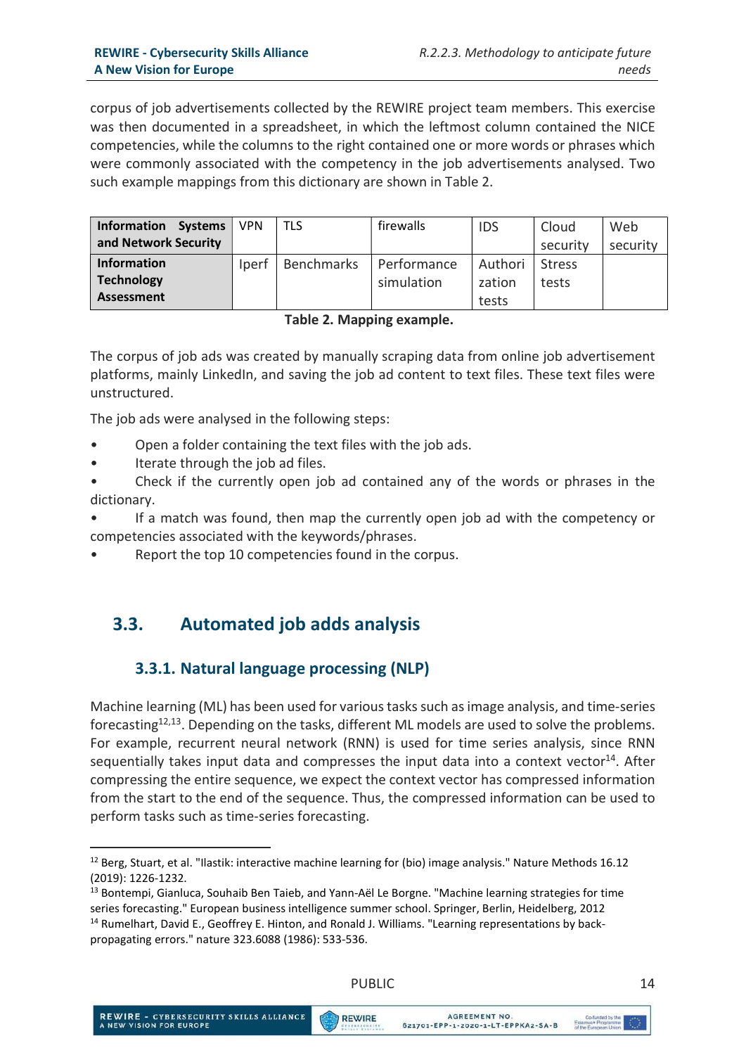corpus of job advertisements collected by the REWIRE project team members. This exercise was then documented in a spreadsheet, in which the leftmost column contained the NICE competencies, while the columns to the right contained one or more words or phrases which were commonly associated with the competency in the job advertisements analysed. Two such example mappings from this dictionary are shown in Table 2.

| **Information Systems and Network Security** | VPN | TLS | firewalls | IDS | Cloud security | Web security |
|---|---|---|---|---|---|---|
| **Information Technology Assessment** | Iperf | Benchmarks | Performance simulation | Authorization tests | Stress tests | |

**Table 2. Mapping example.**

The corpus of job ads was created by manually scraping data from online job advertisement platforms, mainly LinkedIn, and saving the job ad content to text files. These text files were unstructured.

The job ads were analysed in the following steps:

- Open a folder containing the text files with the job ads.
- Iterate through the job ad files.
- Check if the currently open job ad contained any of the words or phrases in the dictionary.
- If a match was found, then map the currently open job ad with the competency or competencies associated with the keywords/phrases.
- Report the top 10 competencies found in the corpus.

## 3.3. Automated job adds analysis

### 3.3.1. Natural language processing (NLP)

Machine learning (ML) has been used for various tasks such as image analysis, and time-series forecasting[12,13]. Depending on the tasks, different ML models are used to solve the problems. For example, recurrent neural network (RNN) is used for time series analysis, since RNN sequentially takes input data and compresses the input data into a context vector[14]. After compressing the entire sequence, we expect the context vector has compressed information from the start to the end of the sequence. Thus, the compressed information can be used to perform tasks such as time-series forecasting.

[12] Berg, Stuart, et al. "Ilastik: interactive machine learning for (bio) image analysis." Nature Methods 16.12 (2019): 1226-1232.

[13] Bontempi, Gianluca, Souhaib Ben Taieb, and Yann-Aël Le Borgne. "Machine learning strategies for time series forecasting." European business intelligence summer school. Springer, Berlin, Heidelberg, 2012

[14] Rumelhart, David E., Geoffrey E. Hinton, and Ronald J. Williams. "Learning representations by back-propagating errors." nature 323.6088 (1986): 533-536.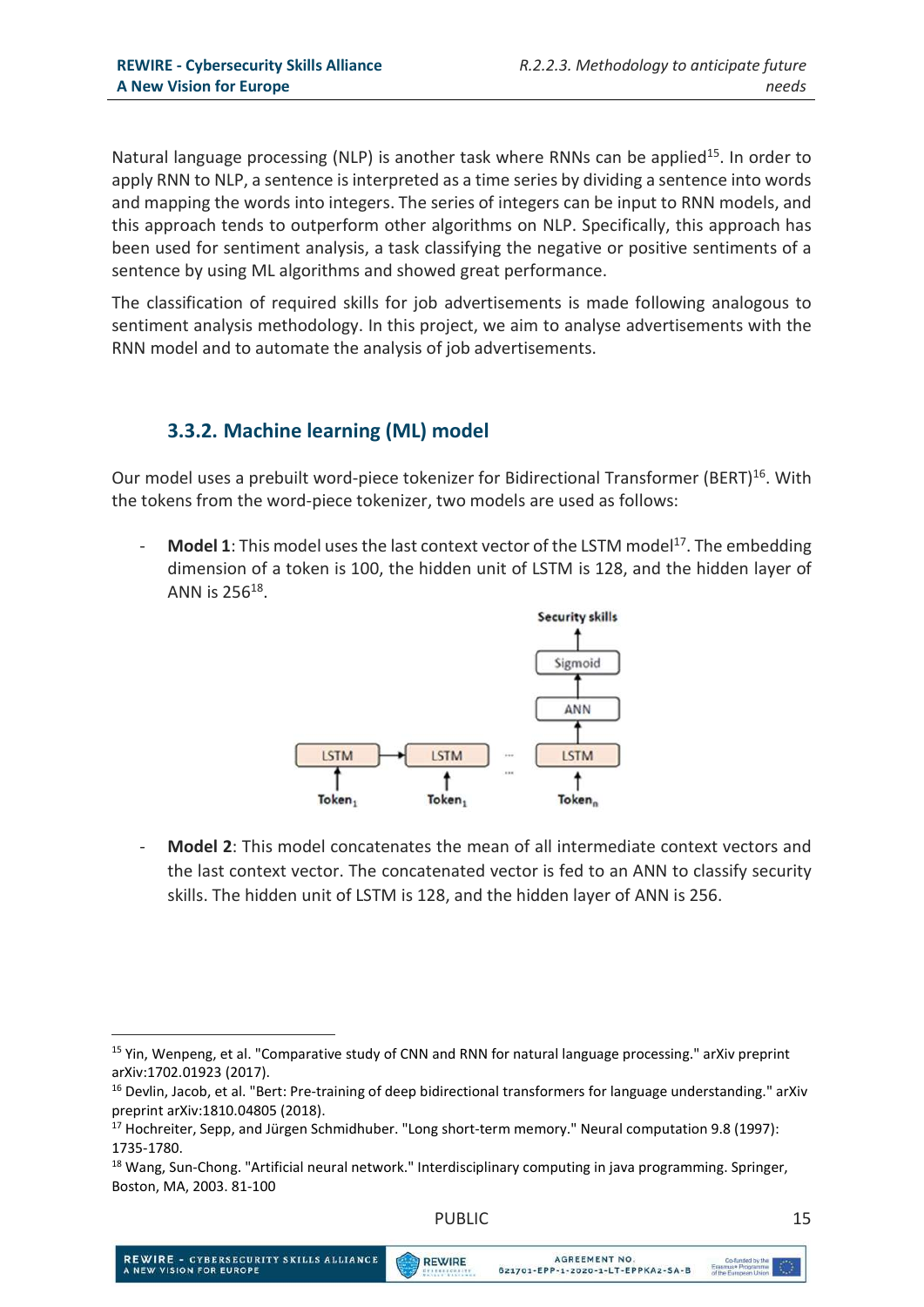Natural language processing (NLP) is another task where RNNs can be applied[15]. In order to apply RNN to NLP, a sentence is interpreted as a time series by dividing a sentence into words and mapping the words into integers. The series of integers can be input to RNN models, and this approach tends to outperform other algorithms on NLP. Specifically, this approach has been used for sentiment analysis, a task classifying the negative or positive sentiments of a sentence by using ML algorithms and showed great performance.

The classification of required skills for job advertisements is made following analogous to sentiment analysis methodology. In this project, we aim to analyse advertisements with the RNN model and to automate the analysis of job advertisements.

### 3.3.2. Machine learning (ML) model

Our model uses a prebuilt word-piece tokenizer for Bidirectional Transformer (BERT)[16]. With the tokens from the word-piece tokenizer, two models are used as follows:

- **Model 1**: This model uses the last context vector of the LSTM model[17]. The embedding dimension of a token is 100, the hidden unit of LSTM is 128, and the hidden layer of ANN is 256[18].

- **Model 2**: This model concatenates the mean of all intermediate context vectors and the last context vector. The concatenated vector is fed to an ANN to classify security skills. The hidden unit of LSTM is 128, and the hidden layer of ANN is 256.

---

[15] Yin, Wenpeng, et al. "Comparative study of CNN and RNN for natural language processing." arXiv preprint arXiv:1702.01923 (2017).

[16] Devlin, Jacob, et al. "Bert: Pre-training of deep bidirectional transformers for language understanding." arXiv preprint arXiv:1810.04805 (2018).

[17] Hochreiter, Sepp, and Jürgen Schmidhuber. "Long short-term memory." Neural computation 9.8 (1997): 1735-1780.

[18] Wang, Sun-Chong. "Artificial neural network." Interdisciplinary computing in java programming. Springer, Boston, MA, 2003. 81-100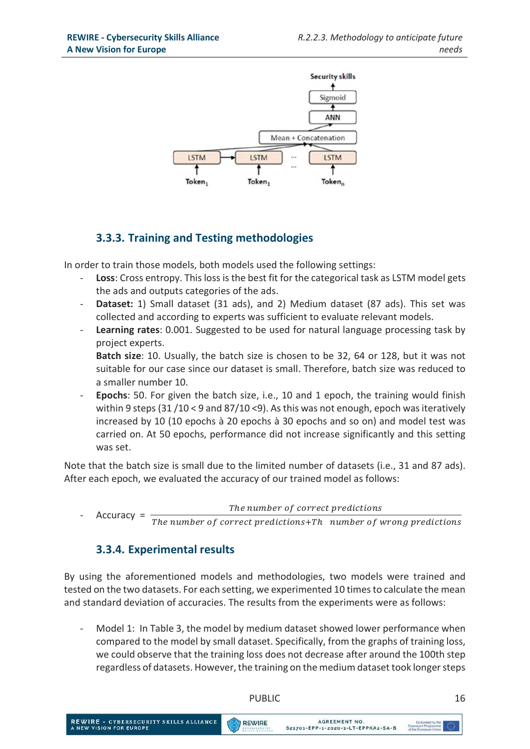### 3.3.3. Training and Testing methodologies

In order to train those models, both models used the following settings:

- **Loss**: Cross entropy. This loss is the best fit for the categorical task as LSTM model gets the ads and outputs categories of the ads.
- **Dataset:** 1) Small dataset (31 ads), and 2) Medium dataset (87 ads). This set was collected and according to experts was sufficient to evaluate relevant models.
- **Learning rates**: 0.001. Suggested to be used for natural language processing task by project experts.
  **Batch size**: 10. Usually, the batch size is chosen to be 32, 64 or 128, but it was not suitable for our case since our dataset is small. Therefore, batch size was reduced to a smaller number 10.
- **Epochs**: 50. For given the batch size, i.e., 10 and 1 epoch, the training would finish within 9 steps (31 /10 < 9 and 87/10 <9). As this was not enough, epoch was iteratively increased by 10 (10 epochs à 20 epochs à 30 epochs and so on) and model test was carried on. At 50 epochs, performance did not increase significantly and this setting was set.

Note that the batch size is small due to the limited number of datasets (i.e., 31 and 87 ads). After each epoch, we evaluated the accuracy of our trained model as follows:

- Accuracy $= \frac{\textit{The number of correct predictions}}{\textit{The number of correct predictions} + \textit{Th} \quad \textit{number of wrong predictions}}$

### 3.3.4. Experimental results

By using the aforementioned models and methodologies, two models were trained and tested on the two datasets. For each setting, we experimented 10 times to calculate the mean and standard deviation of accuracies. The results from the experiments were as follows:

- Model 1: In Table 3, the model by medium dataset showed lower performance when compared to the model by small dataset. Specifically, from the graphs of training loss, we could observe that the training loss does not decrease after around the 100th step regardless of datasets. However, the training on the medium dataset took longer steps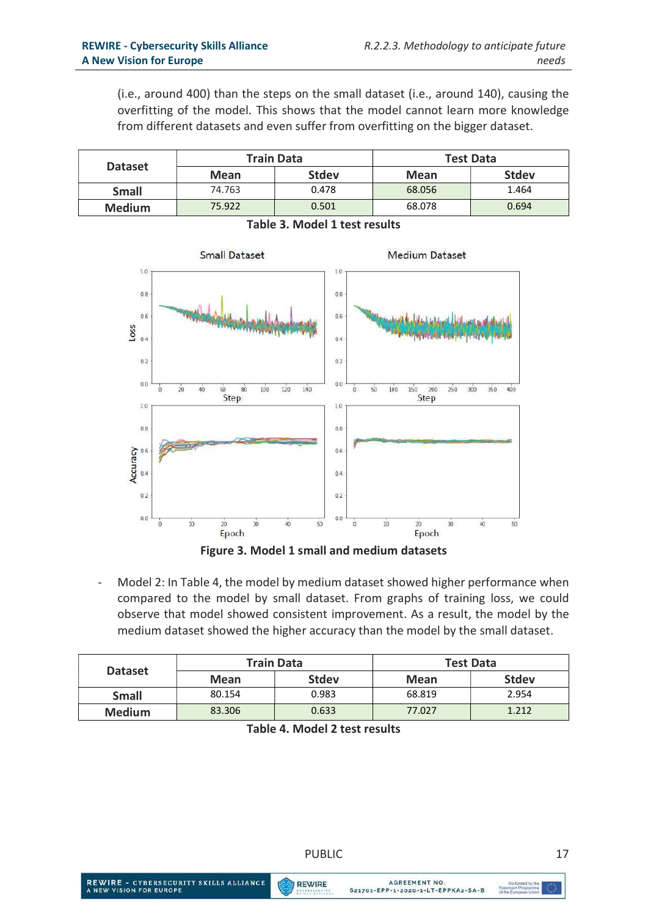(i.e., around 400) than the steps on the small dataset (i.e., around 140), causing the overfitting of the model. This shows that the model cannot learn more knowledge from different datasets and even suffer from overfitting on the bigger dataset.

| Dataset | Train Data | | Test Data | |
|---|---|---|---|---|
| | Mean | Stdev | Mean | Stdev |
| Small | 74.763 | 0.478 | 68.056 | 1.464 |
| Medium | 75.922 | 0.501 | 68.078 | 0.694 |

**Table 3. Model 1 test results**

**Figure 3. Model 1 small and medium datasets**

- Model 2: In Table 4, the model by medium dataset showed higher performance when compared to the model by small dataset. From graphs of training loss, we could observe that model showed consistent improvement. As a result, the model by the medium dataset showed the higher accuracy than the model by the small dataset.

| Dataset | Train Data | | Test Data | |
|---|---|---|---|---|
| | Mean | Stdev | Mean | Stdev |
| Small | 80.154 | 0.983 | 68.819 | 2.954 |
| Medium | 83.306 | 0.633 | 77.027 | 1.212 |

**Table 4. Model 2 test results**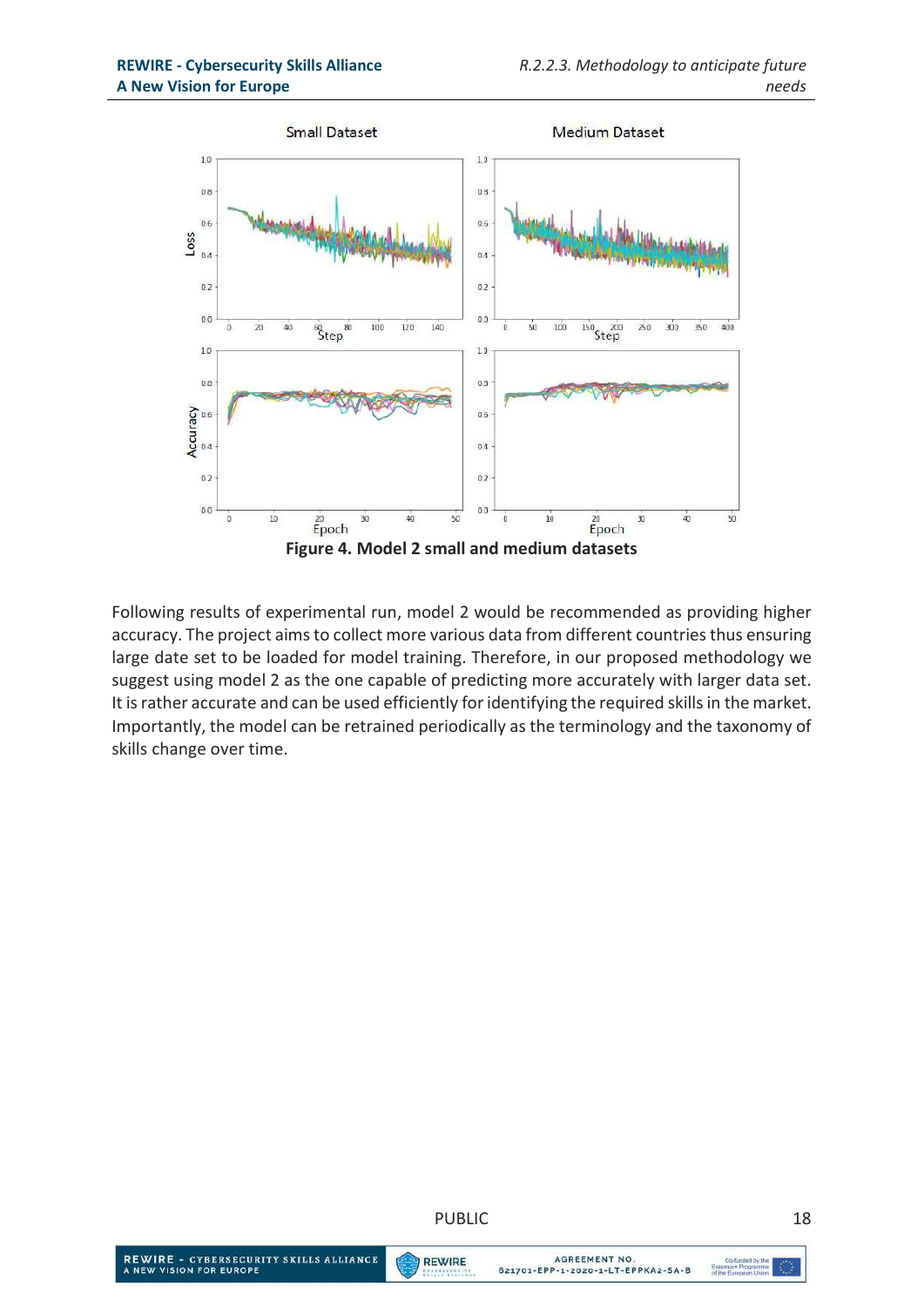Figure 4. Model 2 small and medium datasets

Following results of experimental run, model 2 would be recommended as providing higher accuracy. The project aims to collect more various data from different countries thus ensuring large date set to be loaded for model training. Therefore, in our proposed methodology we suggest using model 2 as the one capable of predicting more accurately with larger data set. It is rather accurate and can be used efficiently for identifying the required skills in the market. Importantly, the model can be retrained periodically as the terminology and the taxonomy of skills change over time.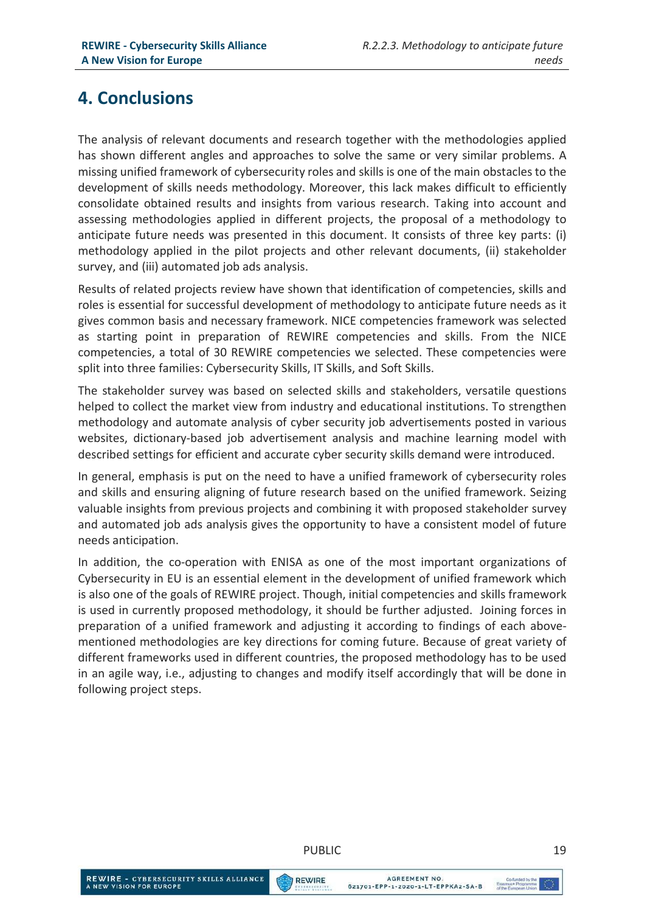# 4. Conclusions

The analysis of relevant documents and research together with the methodologies applied has shown different angles and approaches to solve the same or very similar problems. A missing unified framework of cybersecurity roles and skills is one of the main obstacles to the development of skills needs methodology. Moreover, this lack makes difficult to efficiently consolidate obtained results and insights from various research. Taking into account and assessing methodologies applied in different projects, the proposal of a methodology to anticipate future needs was presented in this document. It consists of three key parts: (i) methodology applied in the pilot projects and other relevant documents, (ii) stakeholder survey, and (iii) automated job ads analysis.

Results of related projects review have shown that identification of competencies, skills and roles is essential for successful development of methodology to anticipate future needs as it gives common basis and necessary framework. NICE competencies framework was selected as starting point in preparation of REWIRE competencies and skills. From the NICE competencies, a total of 30 REWIRE competencies we selected. These competencies were split into three families: Cybersecurity Skills, IT Skills, and Soft Skills.

The stakeholder survey was based on selected skills and stakeholders, versatile questions helped to collect the market view from industry and educational institutions. To strengthen methodology and automate analysis of cyber security job advertisements posted in various websites, dictionary-based job advertisement analysis and machine learning model with described settings for efficient and accurate cyber security skills demand were introduced.

In general, emphasis is put on the need to have a unified framework of cybersecurity roles and skills and ensuring aligning of future research based on the unified framework. Seizing valuable insights from previous projects and combining it with proposed stakeholder survey and automated job ads analysis gives the opportunity to have a consistent model of future needs anticipation.

In addition, the co-operation with ENISA as one of the most important organizations of Cybersecurity in EU is an essential element in the development of unified framework which is also one of the goals of REWIRE project. Though, initial competencies and skills framework is used in currently proposed methodology, it should be further adjusted. Joining forces in preparation of a unified framework and adjusting it according to findings of each above-mentioned methodologies are key directions for coming future. Because of great variety of different frameworks used in different countries, the proposed methodology has to be used in an agile way, i.e., adjusting to changes and modify itself accordingly that will be done in following project steps.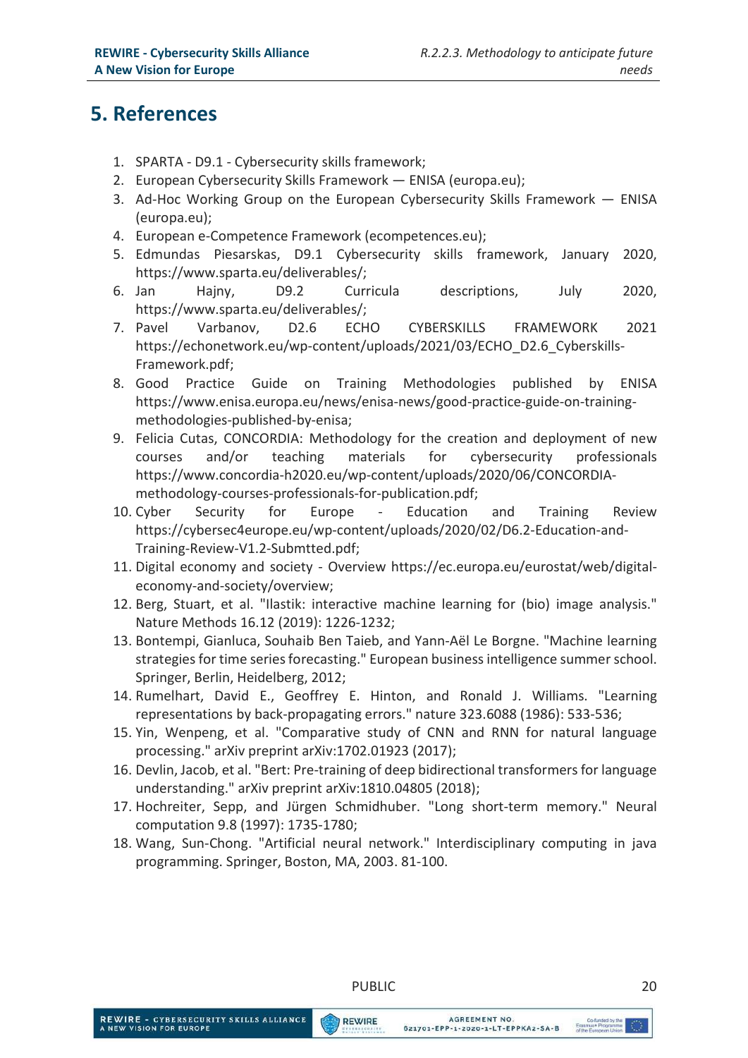# 5. References

1. SPARTA - D9.1 - Cybersecurity skills framework;
2. European Cybersecurity Skills Framework — ENISA (europa.eu);
3. Ad-Hoc Working Group on the European Cybersecurity Skills Framework — ENISA (europa.eu);
4. European e-Competence Framework (ecompetences.eu);
5. Edmundas Piesarskas, D9.1 Cybersecurity skills framework, January 2020, https://www.sparta.eu/deliverables/;
6. Jan Hajny, D9.2 Curricula descriptions, July 2020, https://www.sparta.eu/deliverables/;
7. Pavel Varbanov, D2.6 ECHO CYBERSKILLS FRAMEWORK 2021 https://echonetwork.eu/wp-content/uploads/2021/03/ECHO_D2.6_Cyberskills-Framework.pdf;
8. Good Practice Guide on Training Methodologies published by ENISA https://www.enisa.europa.eu/news/enisa-news/good-practice-guide-on-training-methodologies-published-by-enisa;
9. Felicia Cutas, CONCORDIA: Methodology for the creation and deployment of new courses and/or teaching materials for cybersecurity professionals https://www.concordia-h2020.eu/wp-content/uploads/2020/06/CONCORDIA-methodology-courses-professionals-for-publication.pdf;
10. Cyber Security for Europe - Education and Training Review https://cybersec4europe.eu/wp-content/uploads/2020/02/D6.2-Education-and-Training-Review-V1.2-Submtted.pdf;
11. Digital economy and society - Overview https://ec.europa.eu/eurostat/web/digital-economy-and-society/overview;
12. Berg, Stuart, et al. "Ilastik: interactive machine learning for (bio) image analysis." Nature Methods 16.12 (2019): 1226-1232;
13. Bontempi, Gianluca, Souhaib Ben Taieb, and Yann-Aël Le Borgne. "Machine learning strategies for time series forecasting." European business intelligence summer school. Springer, Berlin, Heidelberg, 2012;
14. Rumelhart, David E., Geoffrey E. Hinton, and Ronald J. Williams. "Learning representations by back-propagating errors." nature 323.6088 (1986): 533-536;
15. Yin, Wenpeng, et al. "Comparative study of CNN and RNN for natural language processing." arXiv preprint arXiv:1702.01923 (2017);
16. Devlin, Jacob, et al. "Bert: Pre-training of deep bidirectional transformers for language understanding." arXiv preprint arXiv:1810.04805 (2018);
17. Hochreiter, Sepp, and Jürgen Schmidhuber. "Long short-term memory." Neural computation 9.8 (1997): 1735-1780;
18. Wang, Sun-Chong. "Artificial neural network." Interdisciplinary computing in java programming. Springer, Boston, MA, 2003. 81-100.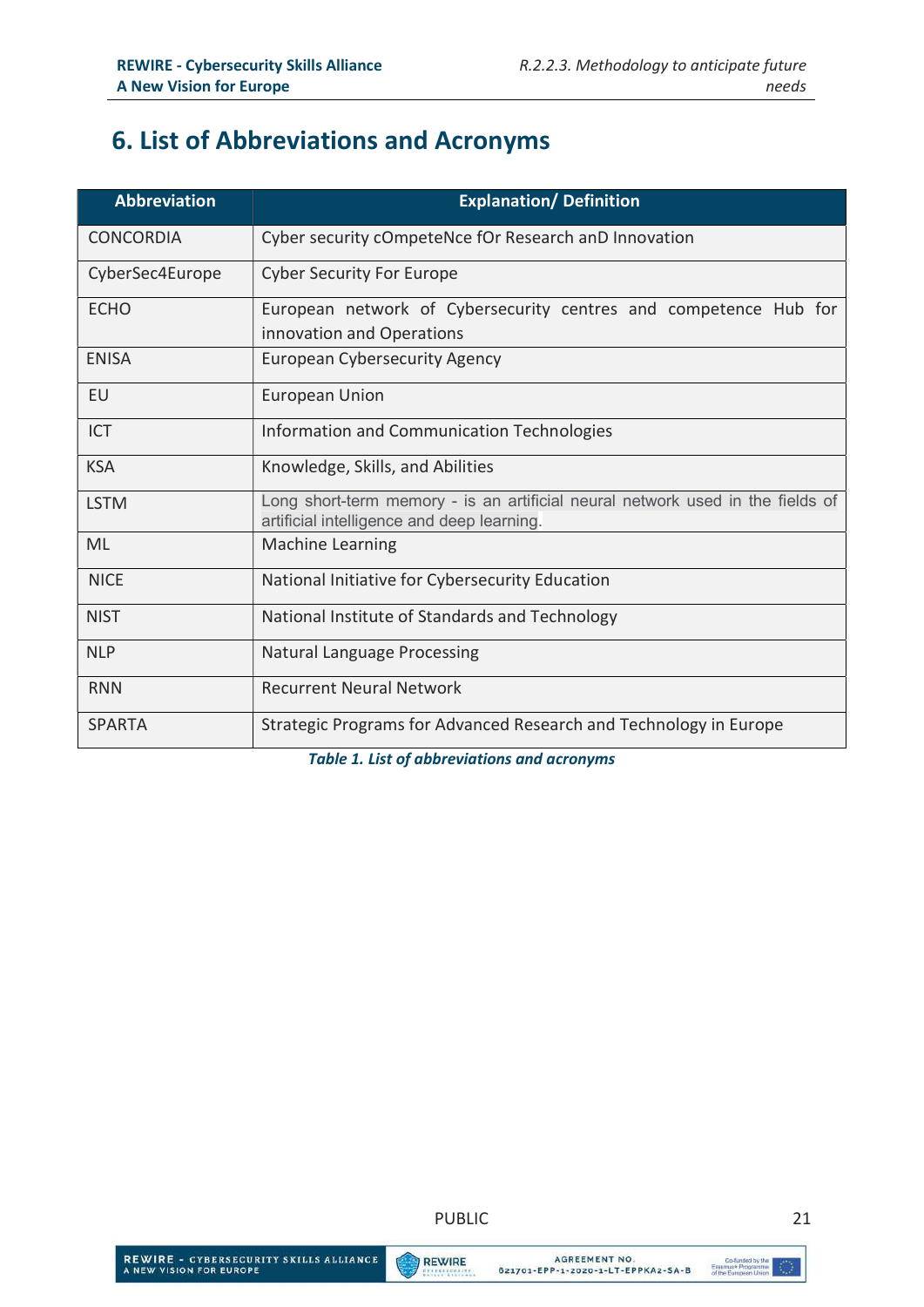# 6. List of Abbreviations and Acronyms

| Abbreviation | Explanation/ Definition |
|---|---|
| CONCORDIA | Cyber security cOmpeteNce fOr Research anD Innovation |
| CyberSec4Europe | Cyber Security For Europe |
| ECHO | European network of Cybersecurity centres and competence Hub for innovation and Operations |
| ENISA | European Cybersecurity Agency |
| EU | European Union |
| ICT | Information and Communication Technologies |
| KSA | Knowledge, Skills, and Abilities |
| LSTM | Long short-term memory - is an artificial neural network used in the fields of artificial intelligence and deep learning. |
| ML | Machine Learning |
| NICE | National Initiative for Cybersecurity Education |
| NIST | National Institute of Standards and Technology |
| NLP | Natural Language Processing |
| RNN | Recurrent Neural Network |
| SPARTA | Strategic Programs for Advanced Research and Technology in Europe |

*Table 1. List of abbreviations and acronyms*